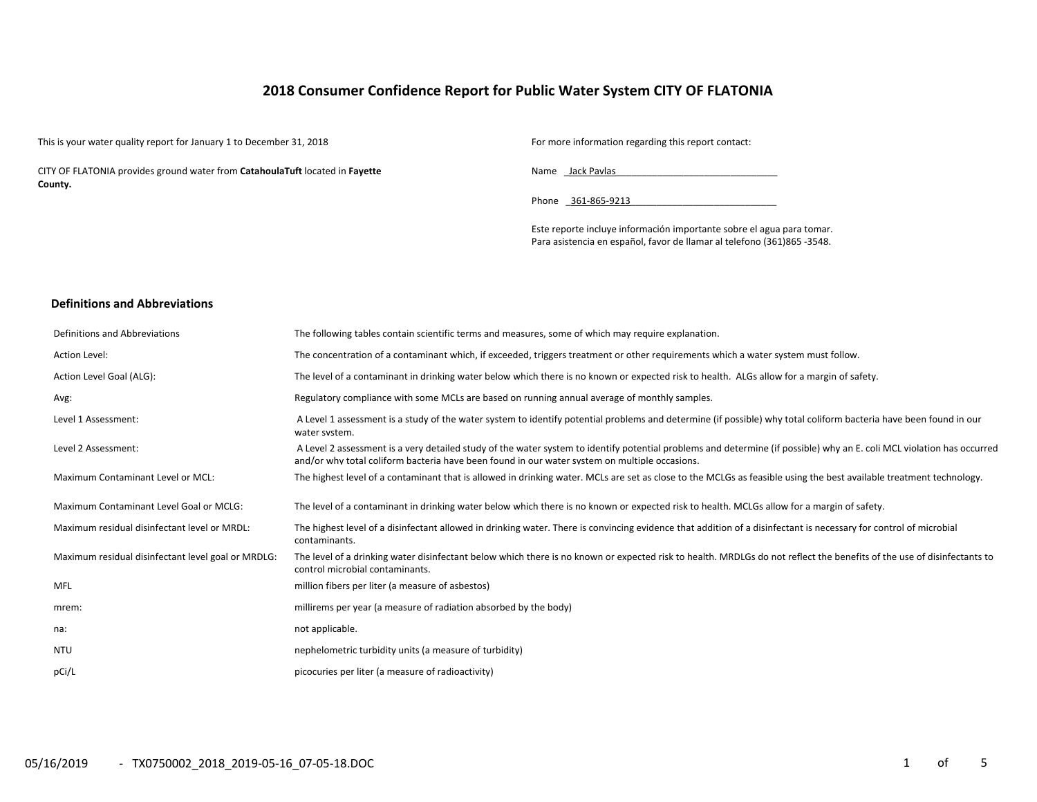# 2018 Consumer Confidence Report for Public Water System CITY OF FLATONIA

This is your water quality report for January 1 to December 31, 2018

CITY OF FLATONIA provides ground water from **CatahoulaTuft** located in **Fayette County.**

For more information regarding this report contact:

Name  Jack Pavlas

Phone  361-865-9213

Este reporte incluye información importante sobre el agua para tomar.
Para asistencia en español, favor de llamar al telefono (361)865 -3548.

## Definitions and Abbreviations

| | |
|---|---|
| Definitions and Abbreviations | The following tables contain scientific terms and measures, some of which may require explanation. |
| Action Level: | The concentration of a contaminant which, if exceeded, triggers treatment or other requirements which a water system must follow. |
| Action Level Goal (ALG): | The level of a contaminant in drinking water below which there is no known or expected risk to health. ALGs allow for a margin of safety. |
| Avg: | Regulatory compliance with some MCLs are based on running annual average of monthly samples. |
| Level 1 Assessment: | A Level 1 assessment is a study of the water system to identify potential problems and determine (if possible) why total coliform bacteria have been found in our water system. |
| Level 2 Assessment: | A Level 2 assessment is a very detailed study of the water system to identify potential problems and determine (if possible) why an E. coli MCL violation has occurred and/or why total coliform bacteria have been found in our water system on multiple occasions. |
| Maximum Contaminant Level or MCL: | The highest level of a contaminant that is allowed in drinking water. MCLs are set as close to the MCLGs as feasible using the best available treatment technology. |
| Maximum Contaminant Level Goal or MCLG: | The level of a contaminant in drinking water below which there is no known or expected risk to health. MCLGs allow for a margin of safety. |
| Maximum residual disinfectant level or MRDL: | The highest level of a disinfectant allowed in drinking water. There is convincing evidence that addition of a disinfectant is necessary for control of microbial contaminants. |
| Maximum residual disinfectant level goal or MRDLG: | The level of a drinking water disinfectant below which there is no known or expected risk to health. MRDLGs do not reflect the benefits of the use of disinfectants to control microbial contaminants. |
| MFL | million fibers per liter (a measure of asbestos) |
| mrem: | millirems per year (a measure of radiation absorbed by the body) |
| na: | not applicable. |
| NTU | nephelometric turbidity units (a measure of turbidity) |
| pCi/L | picocuries per liter (a measure of radioactivity) |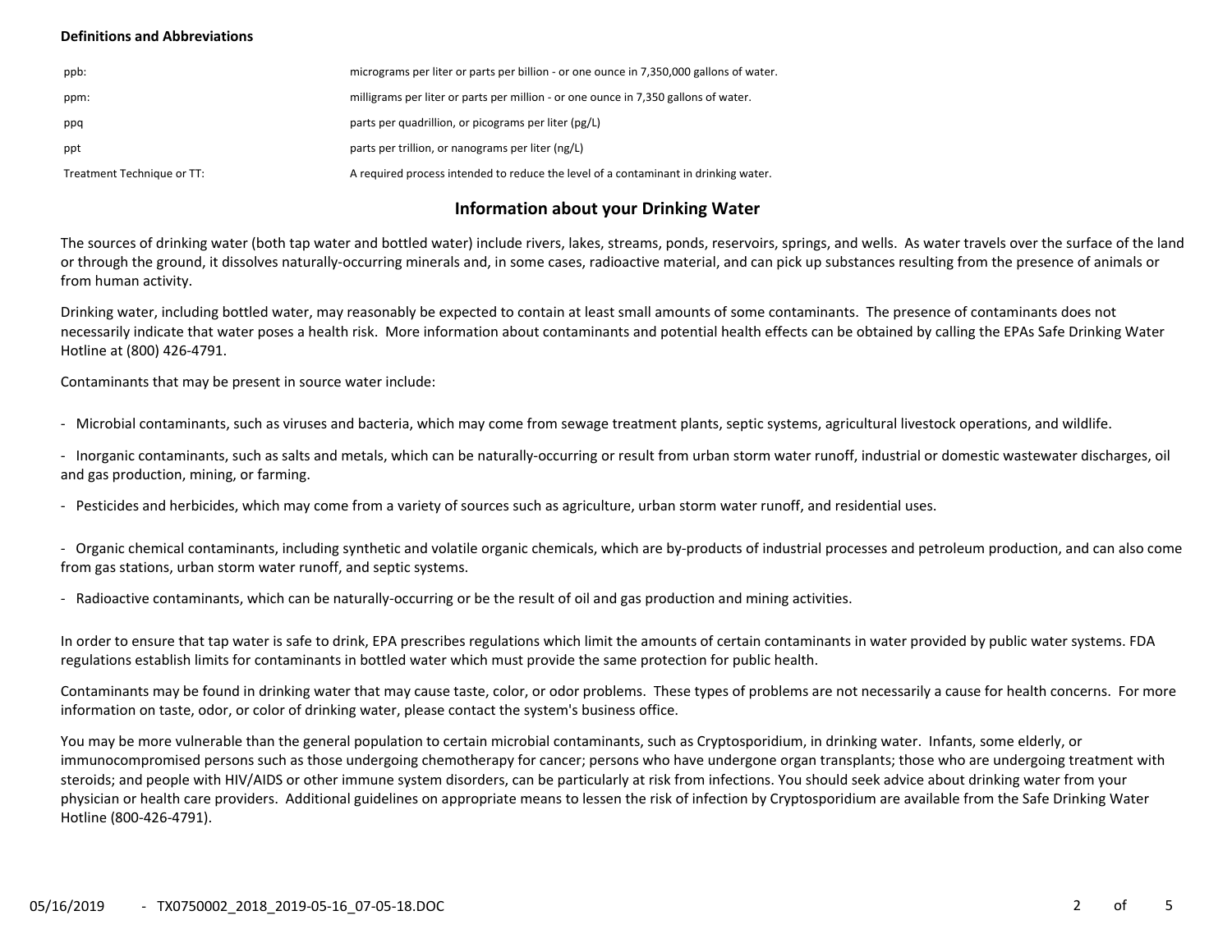**Definitions and Abbreviations**

| | |
|---|---|
| ppb: | micrograms per liter or parts per billion - or one ounce in 7,350,000 gallons of water. |
| ppm: | milligrams per liter or parts per million - or one ounce in 7,350 gallons of water. |
| ppq | parts per quadrillion, or picograms per liter (pg/L) |
| ppt | parts per trillion, or nanograms per liter (ng/L) |
| Treatment Technique or TT: | A required process intended to reduce the level of a contaminant in drinking water. |

## Information about your Drinking Water

The sources of drinking water (both tap water and bottled water) include rivers, lakes, streams, ponds, reservoirs, springs, and wells. As water travels over the surface of the land or through the ground, it dissolves naturally-occurring minerals and, in some cases, radioactive material, and can pick up substances resulting from the presence of animals or from human activity.

Drinking water, including bottled water, may reasonably be expected to contain at least small amounts of some contaminants. The presence of contaminants does not necessarily indicate that water poses a health risk. More information about contaminants and potential health effects can be obtained by calling the EPAs Safe Drinking Water Hotline at (800) 426-4791.

Contaminants that may be present in source water include:

- Microbial contaminants, such as viruses and bacteria, which may come from sewage treatment plants, septic systems, agricultural livestock operations, and wildlife.

- Inorganic contaminants, such as salts and metals, which can be naturally-occurring or result from urban storm water runoff, industrial or domestic wastewater discharges, oil and gas production, mining, or farming.

- Pesticides and herbicides, which may come from a variety of sources such as agriculture, urban storm water runoff, and residential uses.

- Organic chemical contaminants, including synthetic and volatile organic chemicals, which are by-products of industrial processes and petroleum production, and can also come from gas stations, urban storm water runoff, and septic systems.

- Radioactive contaminants, which can be naturally-occurring or be the result of oil and gas production and mining activities.

In order to ensure that tap water is safe to drink, EPA prescribes regulations which limit the amounts of certain contaminants in water provided by public water systems. FDA regulations establish limits for contaminants in bottled water which must provide the same protection for public health.

Contaminants may be found in drinking water that may cause taste, color, or odor problems. These types of problems are not necessarily a cause for health concerns. For more information on taste, odor, or color of drinking water, please contact the system's business office.

You may be more vulnerable than the general population to certain microbial contaminants, such as Cryptosporidium, in drinking water. Infants, some elderly, or immunocompromised persons such as those undergoing chemotherapy for cancer; persons who have undergone organ transplants; those who are undergoing treatment with steroids; and people with HIV/AIDS or other immune system disorders, can be particularly at risk from infections. You should seek advice about drinking water from your physician or health care providers. Additional guidelines on appropriate means to lessen the risk of infection by Cryptosporidium are available from the Safe Drinking Water Hotline (800-426-4791).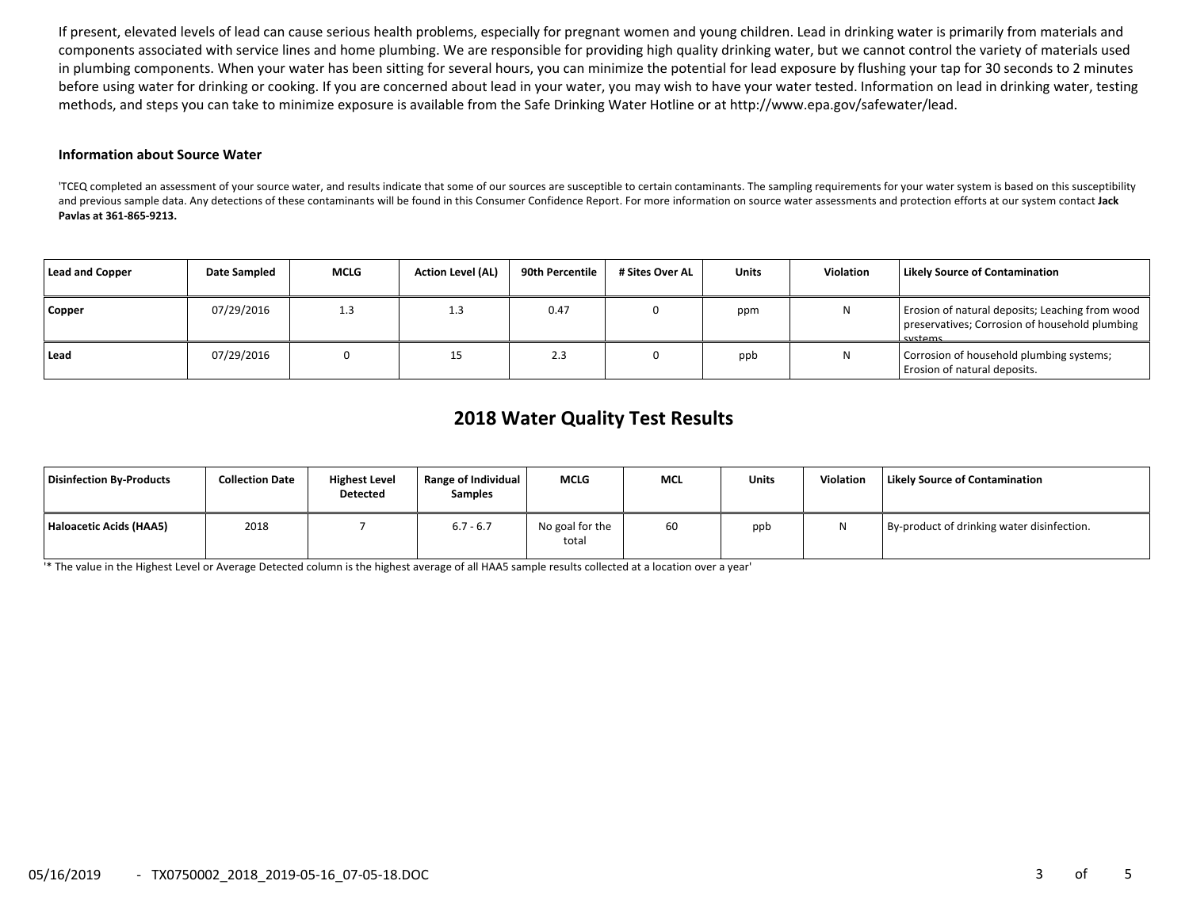If present, elevated levels of lead can cause serious health problems, especially for pregnant women and young children. Lead in drinking water is primarily from materials and components associated with service lines and home plumbing. We are responsible for providing high quality drinking water, but we cannot control the variety of materials used in plumbing components. When your water has been sitting for several hours, you can minimize the potential for lead exposure by flushing your tap for 30 seconds to 2 minutes before using water for drinking or cooking. If you are concerned about lead in your water, you may wish to have your water tested. Information on lead in drinking water, testing methods, and steps you can take to minimize exposure is available from the Safe Drinking Water Hotline or at http://www.epa.gov/safewater/lead.

#### Information about Source Water

'TCEQ completed an assessment of your source water, and results indicate that some of our sources are susceptible to certain contaminants. The sampling requirements for your water system is based on this susceptibility and previous sample data. Any detections of these contaminants will be found in this Consumer Confidence Report. For more information on source water assessments and protection efforts at our system contact **Jack Pavlas at 361-865-9213.**

| Lead and Copper | Date Sampled | MCLG | Action Level (AL) | 90th Percentile | # Sites Over AL | Units | Violation | Likely Source of Contamination |
|---|---|---|---|---|---|---|---|---|
| Copper | 07/29/2016 | 1.3 | 1.3 | 0.47 | 0 | ppm | N | Erosion of natural deposits; Leaching from wood preservatives; Corrosion of household plumbing systems. |
| Lead | 07/29/2016 | 0 | 15 | 2.3 | 0 | ppb | N | Corrosion of household plumbing systems; Erosion of natural deposits. |

## 2018 Water Quality Test Results

| Disinfection By-Products | Collection Date | Highest Level Detected | Range of Individual Samples | MCLG | MCL | Units | Violation | Likely Source of Contamination |
|---|---|---|---|---|---|---|---|---|
| Haloacetic Acids (HAA5) | 2018 | 7 | 6.7 - 6.7 | No goal for the total | 60 | ppb | N | By-product of drinking water disinfection. |

'* The value in the Highest Level or Average Detected column is the highest average of all HAA5 sample results collected at a location over a year'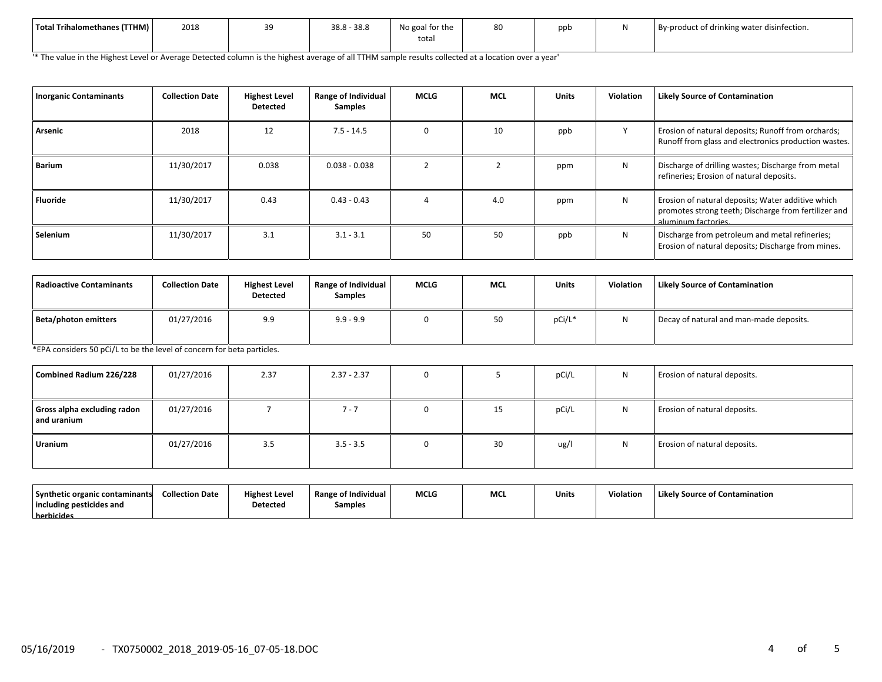| Total Trihalomethanes (TTHM) | 2018 | 39 | 38.8 - 38.8 | No goal for the total | 80 | ppb | N | By-product of drinking water disinfection. |
|---|---|---|---|---|---|---|---|---|

'* The value in the Highest Level or Average Detected column is the highest average of all TTHM sample results collected at a location over a year'

| Inorganic Contaminants | Collection Date | Highest Level Detected | Range of Individual Samples | MCLG | MCL | Units | Violation | Likely Source of Contamination |
|---|---|---|---|---|---|---|---|---|
| Arsenic | 2018 | 12 | 7.5 - 14.5 | 0 | 10 | ppb | Y | Erosion of natural deposits; Runoff from orchards; Runoff from glass and electronics production wastes. |
| Barium | 11/30/2017 | 0.038 | 0.038 - 0.038 | 2 | 2 | ppm | N | Discharge of drilling wastes; Discharge from metal refineries; Erosion of natural deposits. |
| Fluoride | 11/30/2017 | 0.43 | 0.43 - 0.43 | 4 | 4.0 | ppm | N | Erosion of natural deposits; Water additive which promotes strong teeth; Discharge from fertilizer and aluminum factories. |
| Selenium | 11/30/2017 | 3.1 | 3.1 - 3.1 | 50 | 50 | ppb | N | Discharge from petroleum and metal refineries; Erosion of natural deposits; Discharge from mines. |

| Radioactive Contaminants | Collection Date | Highest Level Detected | Range of Individual Samples | MCLG | MCL | Units | Violation | Likely Source of Contamination |
|---|---|---|---|---|---|---|---|---|
| Beta/photon emitters | 01/27/2016 | 9.9 | 9.9 - 9.9 | 0 | 50 | pCi/L* | N | Decay of natural and man-made deposits. |

*EPA considers 50 pCi/L to be the level of concern for beta particles.

| Combined Radium 226/228 | 01/27/2016 | 2.37 | 2.37 - 2.37 | 0 | 5 | pCi/L | N | Erosion of natural deposits. |
|---|---|---|---|---|---|---|---|---|
| Gross alpha excluding radon and uranium | 01/27/2016 | 7 | 7 - 7 | 0 | 15 | pCi/L | N | Erosion of natural deposits. |
| Uranium | 01/27/2016 | 3.5 | 3.5 - 3.5 | 0 | 30 | ug/l | N | Erosion of natural deposits. |

| Synthetic organic contaminants including pesticides and herbicides | Collection Date | Highest Level Detected | Range of Individual Samples | MCLG | MCL | Units | Violation | Likely Source of Contamination |
|---|---|---|---|---|---|---|---|---|

05/16/2019 - TX0750002_2018_2019-05-16_07-05-18.DOC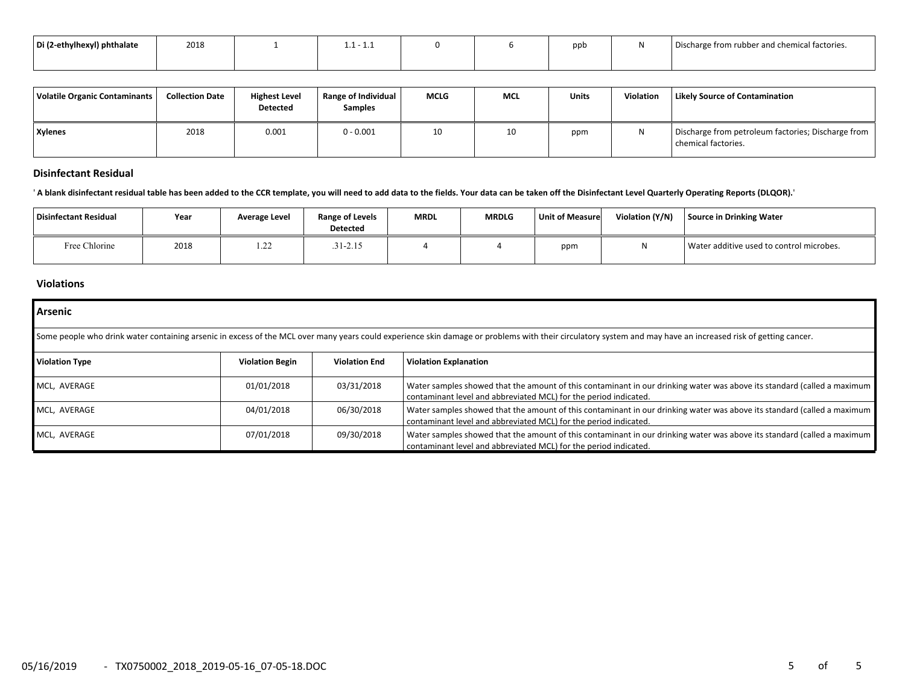| | | | | | | | | |
|---|---|---|---|---|---|---|---|---|
| Di (2-ethylhexyl) phthalate | 2018 | 1 | 1.1 - 1.1 | 0 | 6 | ppb | N | Discharge from rubber and chemical factories. |

| Volatile Organic Contaminants | Collection Date | Highest Level Detected | Range of Individual Samples | MCLG | MCL | Units | Violation | Likely Source of Contamination |
|---|---|---|---|---|---|---|---|---|
| Xylenes | 2018 | 0.001 | 0 - 0.001 | 10 | 10 | ppm | N | Discharge from petroleum factories; Discharge from chemical factories. |

### Disinfectant Residual

**' A blank disinfectant residual table has been added to the CCR template, you will need to add data to the fields. Your data can be taken off the Disinfectant Level Quarterly Operating Reports (DLQOR).'**

| Disinfectant Residual | Year | Average Level | Range of Levels Detected | MRDL | MRDLG | Unit of Measure | Violation (Y/N) | Source in Drinking Water |
|---|---|---|---|---|---|---|---|---|
| Free Chlorine | 2018 | 1.22 | .31-2.15 | 4 | 4 | ppm | N | Water additive used to control microbes. |

### Violations

#### Arsenic

Some people who drink water containing arsenic in excess of the MCL over many years could experience skin damage or problems with their circulatory system and may have an increased risk of getting cancer.

| Violation Type | Violation Begin | Violation End | Violation Explanation |
|---|---|---|---|
| MCL, AVERAGE | 01/01/2018 | 03/31/2018 | Water samples showed that the amount of this contaminant in our drinking water was above its standard (called a maximum contaminant level and abbreviated MCL) for the period indicated. |
| MCL, AVERAGE | 04/01/2018 | 06/30/2018 | Water samples showed that the amount of this contaminant in our drinking water was above its standard (called a maximum contaminant level and abbreviated MCL) for the period indicated. |
| MCL, AVERAGE | 07/01/2018 | 09/30/2018 | Water samples showed that the amount of this contaminant in our drinking water was above its standard (called a maximum contaminant level and abbreviated MCL) for the period indicated. |